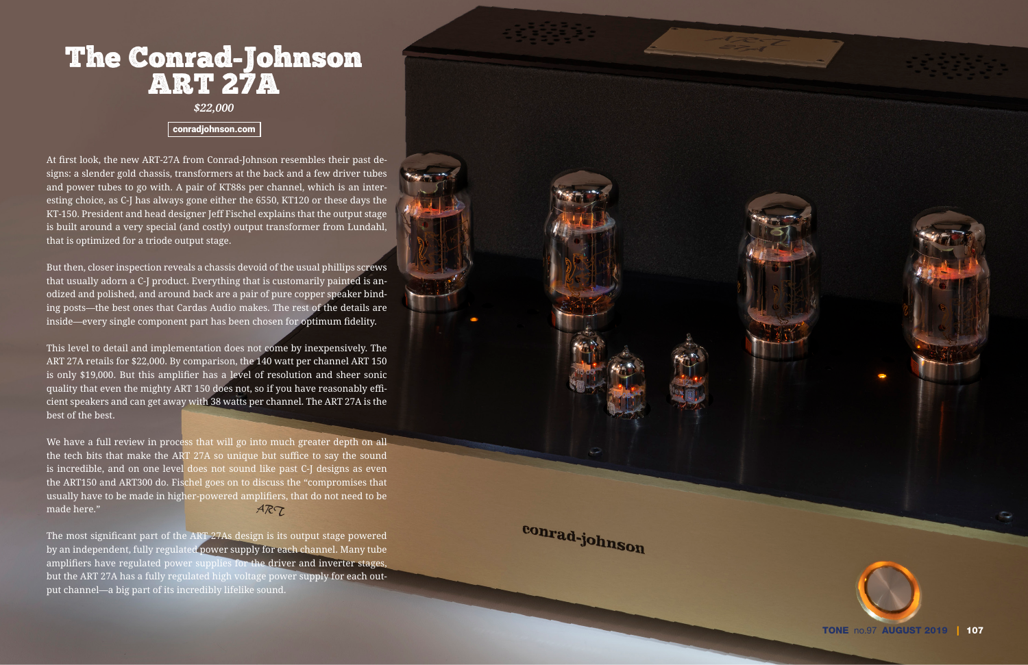# The Conrad-Johnson ART 27A

*$22,000*

conradjohnson.com

At first look, the new ART-27A from Conrad-Johnson resembles their past designs: a slender gold chassis, transformers at the back and a few driver tubes and power tubes to go with. A pair of KT88s per channel, which is an interesting choice, as C-J has always gone either the 6550, KT120 or these days the KT-150. President and head designer Jeff Fischel explains that the output stage is built around a very special (and costly) output transformer from Lundahl, that is optimized for a triode output stage.

But then, closer inspection reveals a chassis devoid of the usual phillips screws that usually adorn a C-J product. Everything that is customarily painted is anodized and polished, and around back are a pair of pure copper speaker binding posts—the best ones that Cardas Audio makes. The rest of the details are inside—every single component part has been chosen for optimum fidelity.

This level to detail and implementation does not come by inexpensively. The ART 27A retails for $22,000. By comparison, the 140 watt per channel ART 150 is only $19,000. But this amplifier has a level of resolution and sheer sonic quality that even the mighty ART 150 does not, so if you have reasonably efficient speakers and can get away with 38 watts per channel. The ART 27A is the best of the best.

We have a full review in process that will go into much greater depth on all the tech bits that make the ART 27A so unique but suffice to say the sound is incredible, and on one level does not sound like past C-J designs as even the ART150 and ART300 do. Fischel goes on to discuss the "compromises that usually have to be made in higher-powered amplifiers, that do not need to be made here."

The most significant part of the ART 27As design is its output stage powered by an independent, fully regulated power supply for each channel. Many tube amplifiers have regulated power supplies for the driver and inverter stages, but the ART 27A has a fully regulated high voltage power supply for each output channel—a big part of its incredibly lifelike sound.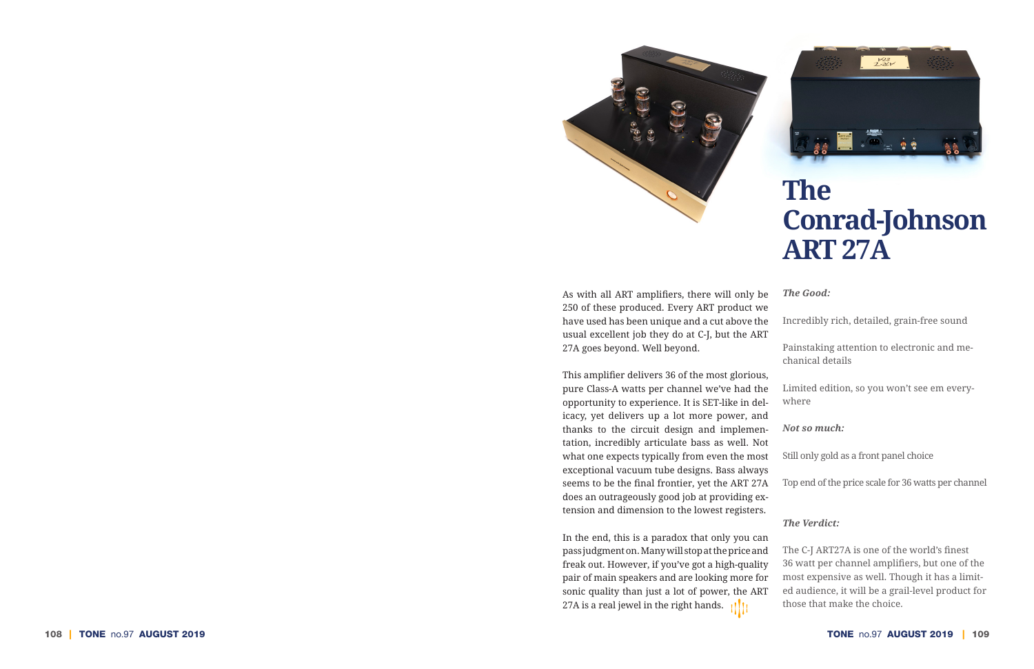# The Conrad-Johnson ART 27A

As with all ART amplifiers, there will only be 250 of these produced. Every ART product we have used has been unique and a cut above the usual excellent job they do at C-J, but the ART 27A goes beyond. Well beyond.

This amplifier delivers 36 of the most glorious, pure Class-A watts per channel we've had the opportunity to experience. It is SET-like in delicacy, yet delivers up a lot more power, and thanks to the circuit design and implementation, incredibly articulate bass as well. Not what one expects typically from even the most exceptional vacuum tube designs. Bass always seems to be the final frontier, yet the ART 27A does an outrageously good job at providing extension and dimension to the lowest registers.

In the end, this is a paradox that only you can pass judgment on. Many will stop at the price and freak out. However, if you've got a high-quality pair of main speakers and are looking more for sonic quality than just a lot of power, the ART 27A is a real jewel in the right hands.

***The Good:***

Incredibly rich, detailed, grain-free sound

Painstaking attention to electronic and mechanical details

Limited edition, so you won't see em everywhere

***Not so much:***

Still only gold as a front panel choice

Top end of the price scale for 36 watts per channel

***The Verdict:***

The C-J ART27A is one of the world's finest 36 watt per channel amplifiers, but one of the most expensive as well. Though it has a limited audience, it will be a grail-level product for those that make the choice.